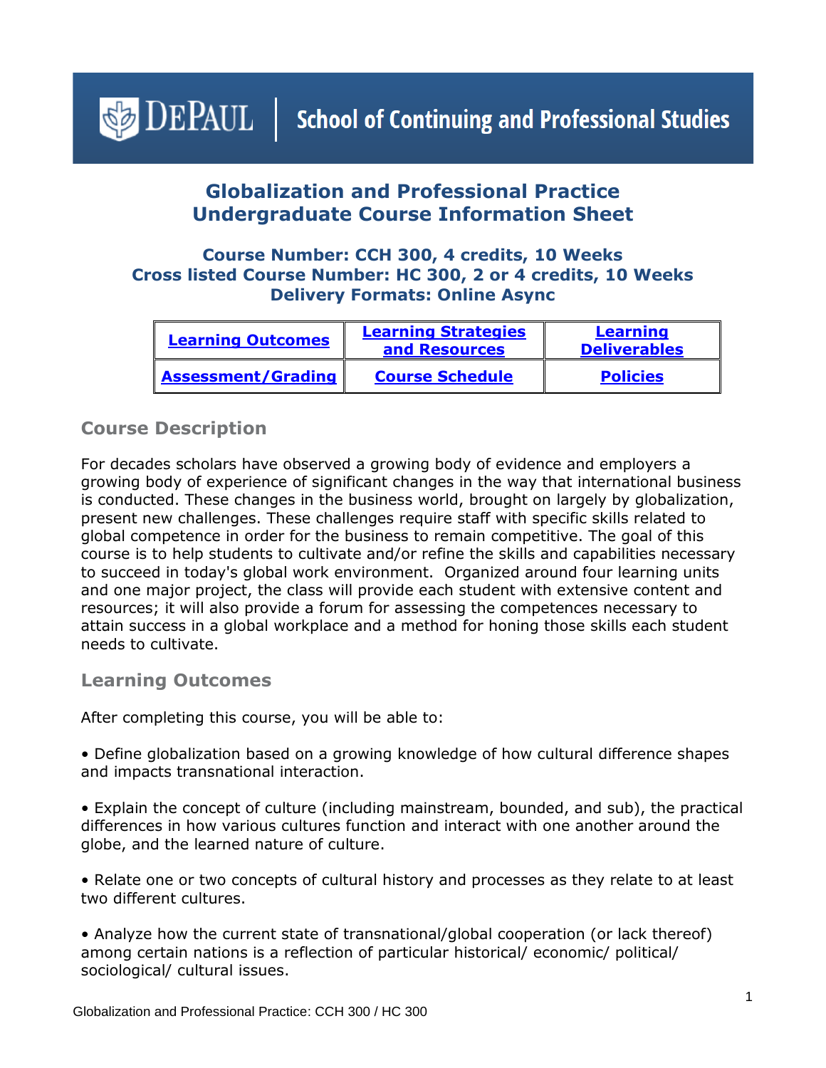DePaul | School of Continuing and Professional Studies

# Globalization and Professional Practice
# Undergraduate Course Information Sheet

### Course Number: CCH 300, 4 credits, 10 Weeks
### Cross listed Course Number: HC 300, 2 or 4 credits, 10 Weeks
### Delivery Formats: Online Async

| Learning Outcomes | Learning Strategies and Resources | Learning Deliverables |
|---|---|---|
| Assessment/Grading | Course Schedule | Policies |

## Course Description

For decades scholars have observed a growing body of evidence and employers a growing body of experience of significant changes in the way that international business is conducted. These changes in the business world, brought on largely by globalization, present new challenges. These challenges require staff with specific skills related to global competence in order for the business to remain competitive. The goal of this course is to help students to cultivate and/or refine the skills and capabilities necessary to succeed in today's global work environment. Organized around four learning units and one major project, the class will provide each student with extensive content and resources; it will also provide a forum for assessing the competences necessary to attain success in a global workplace and a method for honing those skills each student needs to cultivate.

## Learning Outcomes

After completing this course, you will be able to:

• Define globalization based on a growing knowledge of how cultural difference shapes and impacts transnational interaction.

• Explain the concept of culture (including mainstream, bounded, and sub), the practical differences in how various cultures function and interact with one another around the globe, and the learned nature of culture.

• Relate one or two concepts of cultural history and processes as they relate to at least two different cultures.

• Analyze how the current state of transnational/global cooperation (or lack thereof) among certain nations is a reflection of particular historical/ economic/ political/ sociological/ cultural issues.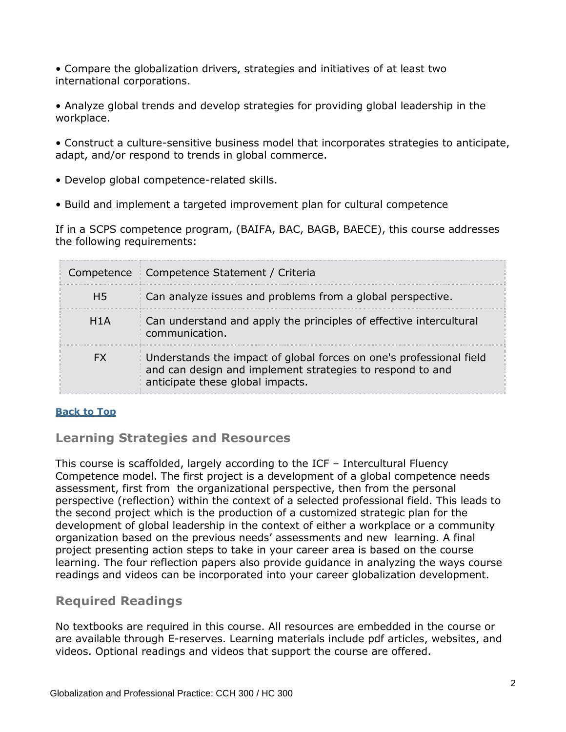- Compare the globalization drivers, strategies and initiatives of at least two international corporations.

- Analyze global trends and develop strategies for providing global leadership in the workplace.

- Construct a culture-sensitive business model that incorporates strategies to anticipate, adapt, and/or respond to trends in global commerce.

- Develop global competence-related skills.

- Build and implement a targeted improvement plan for cultural competence

If in a SCPS competence program, (BAIFA, BAC, BAGB, BAECE), this course addresses the following requirements:

| Competence | Competence Statement / Criteria |
|---|---|
| H5 | Can analyze issues and problems from a global perspective. |
| H1A | Can understand and apply the principles of effective intercultural communication. |
| FX | Understands the impact of global forces on one's professional field and can design and implement strategies to respond to and anticipate these global impacts. |

**Back to Top**

## Learning Strategies and Resources

This course is scaffolded, largely according to the ICF – Intercultural Fluency Competence model. The first project is a development of a global competence needs assessment, first from the organizational perspective, then from the personal perspective (reflection) within the context of a selected professional field. This leads to the second project which is the production of a customized strategic plan for the development of global leadership in the context of either a workplace or a community organization based on the previous needs' assessments and new learning. A final project presenting action steps to take in your career area is based on the course learning. The four reflection papers also provide guidance in analyzing the ways course readings and videos can be incorporated into your career globalization development.

## Required Readings

No textbooks are required in this course. All resources are embedded in the course or are available through E-reserves. Learning materials include pdf articles, websites, and videos. Optional readings and videos that support the course are offered.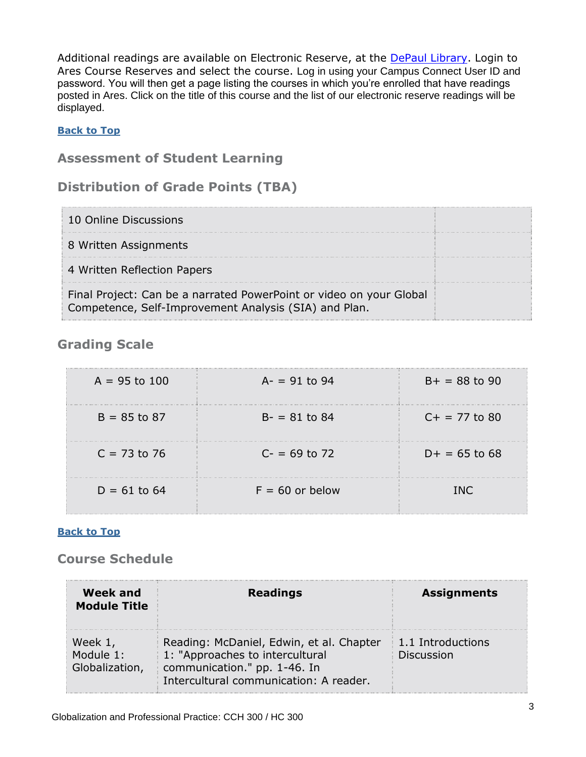Additional readings are available on Electronic Reserve, at the [DePaul Library](). Login to Ares Course Reserves and select the course. Log in using your Campus Connect User ID and password. You will then get a page listing the courses in which you're enrolled that have readings posted in Ares. Click on the title of this course and the list of our electronic reserve readings will be displayed.

**Back to Top**

## Assessment of Student Learning

## Distribution of Grade Points (TBA)

| | |
|---|---|
| 10 Online Discussions | |
| 8 Written Assignments | |
| 4 Written Reflection Papers | |
| Final Project: Can be a narrated PowerPoint or video on your Global Competence, Self-Improvement Analysis (SIA) and Plan. | |

## Grading Scale

| | | |
|---|---|---|
| A = 95 to 100 | A- = 91 to 94 | B+ = 88 to 90 |
| B = 85 to 87 | B- = 81 to 84 | C+ = 77 to 80 |
| C = 73 to 76 | C- = 69 to 72 | D+ = 65 to 68 |
| D = 61 to 64 | F = 60 or below | INC |

**Back to Top**

## Course Schedule

| Week and Module Title | Readings | Assignments |
|---|---|---|
| Week 1, Module 1: Globalization, | Reading: McDaniel, Edwin, et al. Chapter 1: "Approaches to intercultural communication." pp. 1-46. In Intercultural communication: A reader. | 1.1 Introductions Discussion |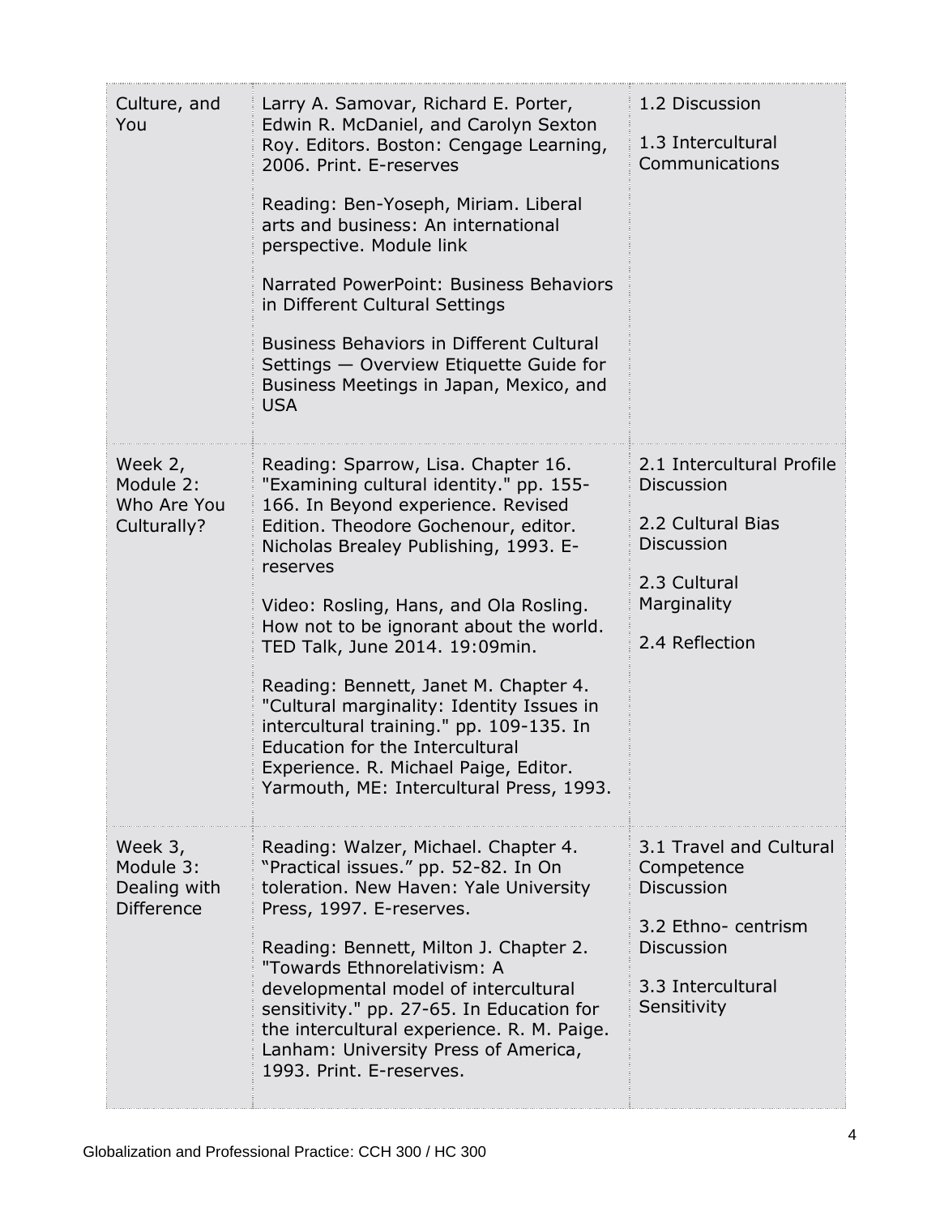| | | |
|---|---|---|
| Culture, and You | Larry A. Samovar, Richard E. Porter, Edwin R. McDaniel, and Carolyn Sexton Roy. Editors. Boston: Cengage Learning, 2006. Print. E-reserves<br><br>Reading: Ben-Yoseph, Miriam. Liberal arts and business: An international perspective. Module link<br><br>Narrated PowerPoint: Business Behaviors in Different Cultural Settings<br><br>Business Behaviors in Different Cultural Settings — Overview Etiquette Guide for Business Meetings in Japan, Mexico, and USA | 1.2 Discussion<br><br>1.3 Intercultural Communications |
| Week 2, Module 2: Who Are You Culturally? | Reading: Sparrow, Lisa. Chapter 16. "Examining cultural identity." pp. 155-166. In Beyond experience. Revised Edition. Theodore Gochenour, editor. Nicholas Brealey Publishing, 1993. E-reserves<br><br>Video: Rosling, Hans, and Ola Rosling. How not to be ignorant about the world. TED Talk, June 2014. 19:09min.<br><br>Reading: Bennett, Janet M. Chapter 4. "Cultural marginality: Identity Issues in intercultural training." pp. 109-135. In Education for the Intercultural Experience. R. Michael Paige, Editor. Yarmouth, ME: Intercultural Press, 1993. | 2.1 Intercultural Profile Discussion<br><br>2.2 Cultural Bias Discussion<br><br>2.3 Cultural Marginality<br><br>2.4 Reflection |
| Week 3, Module 3: Dealing with Difference | Reading: Walzer, Michael. Chapter 4. "Practical issues." pp. 52-82. In On toleration. New Haven: Yale University Press, 1997. E-reserves.<br><br>Reading: Bennett, Milton J. Chapter 2. "Towards Ethnorelativism: A developmental model of intercultural sensitivity." pp. 27-65. In Education for the intercultural experience. R. M. Paige. Lanham: University Press of America, 1993. Print. E-reserves. | 3.1 Travel and Cultural Competence Discussion<br><br>3.2 Ethno- centrism Discussion<br><br>3.3 Intercultural Sensitivity |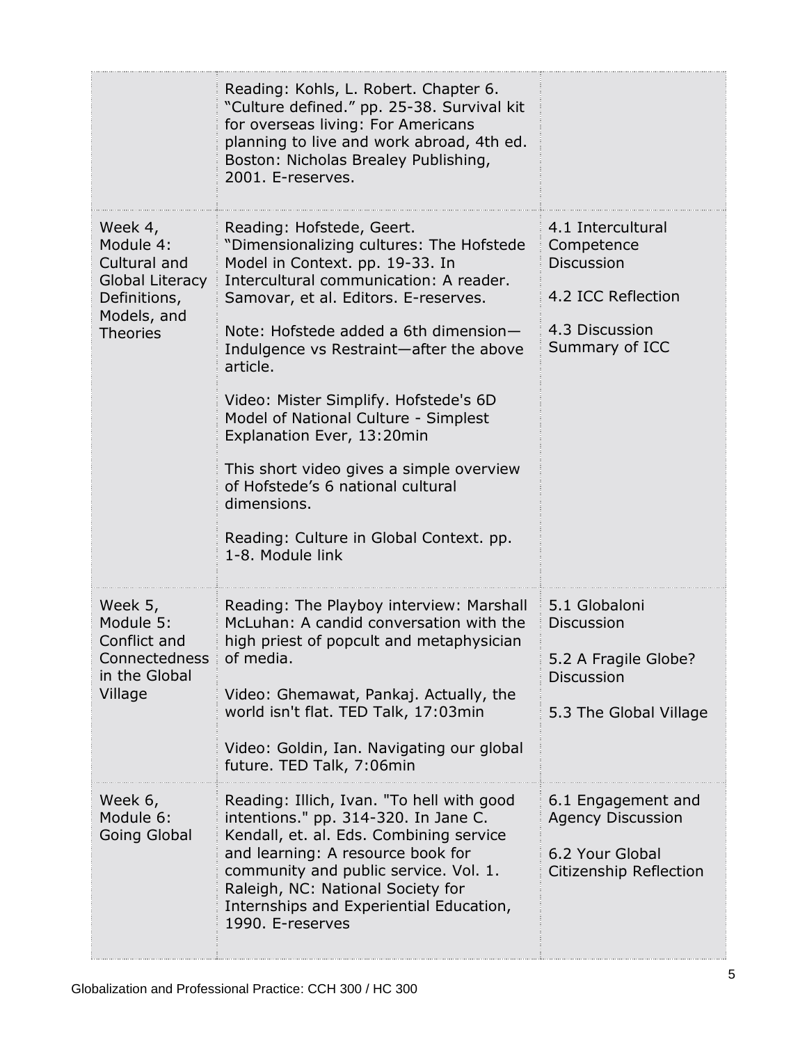| | | |
|---|---|---|
| | Reading: Kohls, L. Robert. Chapter 6. "Culture defined." pp. 25-38. Survival kit for overseas living: For Americans planning to live and work abroad, 4th ed. Boston: Nicholas Brealey Publishing, 2001. E-reserves. | |
| Week 4, Module 4: Cultural and Global Literacy Definitions, Models, and Theories | Reading: Hofstede, Geert. "Dimensionalizing cultures: The Hofstede Model in Context. pp. 19-33. In Intercultural communication: A reader. Samovar, et al. Editors. E-reserves.<br><br>Note: Hofstede added a 6th dimension—Indulgence vs Restraint—after the above article.<br><br>Video: Mister Simplify. Hofstede's 6D Model of National Culture - Simplest Explanation Ever, 13:20min<br><br>This short video gives a simple overview of Hofstede's 6 national cultural dimensions.<br><br>Reading: Culture in Global Context. pp. 1-8. Module link | 4.1 Intercultural Competence Discussion<br><br>4.2 ICC Reflection<br><br>4.3 Discussion Summary of ICC |
| Week 5, Module 5: Conflict and Connectedness in the Global Village | Reading: The Playboy interview: Marshall McLuhan: A candid conversation with the high priest of popcult and metaphysician of media.<br><br>Video: Ghemawat, Pankaj. Actually, the world isn't flat. TED Talk, 17:03min<br><br>Video: Goldin, Ian. Navigating our global future. TED Talk, 7:06min | 5.1 Globaloni Discussion<br><br>5.2 A Fragile Globe? Discussion<br><br>5.3 The Global Village |
| Week 6, Module 6: Going Global | Reading: Illich, Ivan. "To hell with good intentions." pp. 314-320. In Jane C. Kendall, et. al. Eds. Combining service and learning: A resource book for community and public service. Vol. 1. Raleigh, NC: National Society for Internships and Experiential Education, 1990. E-reserves | 6.1 Engagement and Agency Discussion<br><br>6.2 Your Global Citizenship Reflection |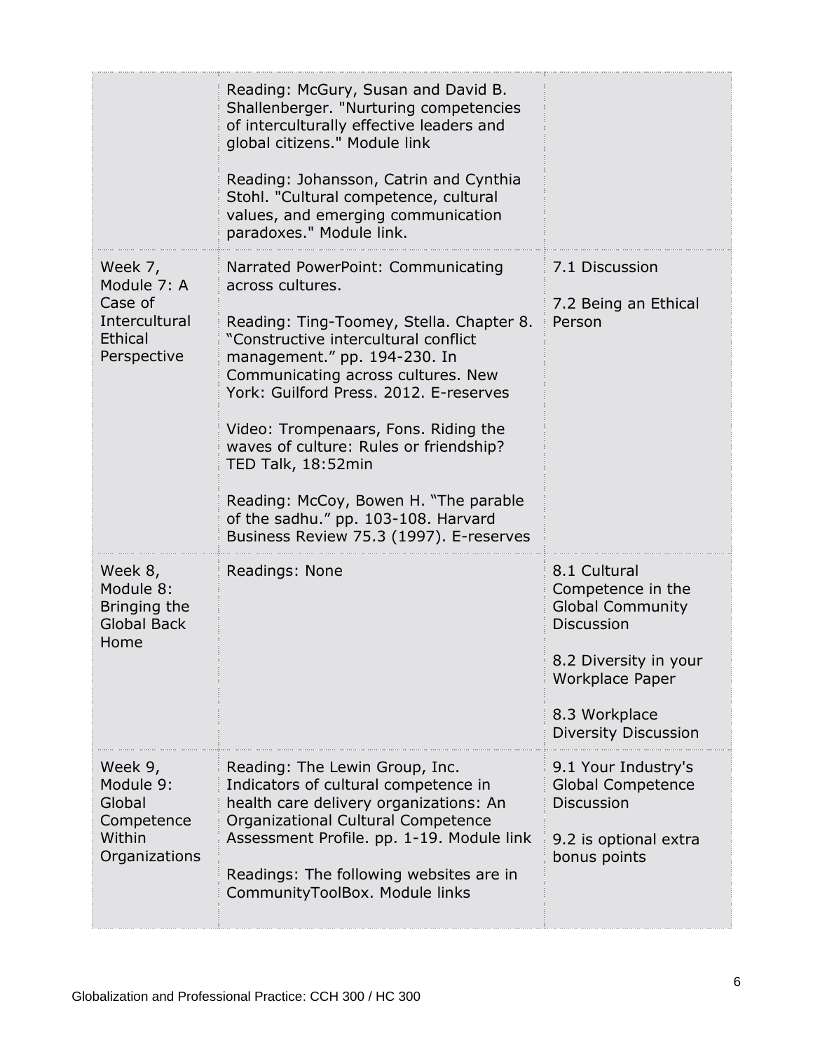| | | |
|---|---|---|
| | Reading: McGury, Susan and David B. Shallenberger. "Nurturing competencies of interculturally effective leaders and global citizens." Module link<br><br>Reading: Johansson, Catrin and Cynthia Stohl. "Cultural competence, cultural values, and emerging communication paradoxes." Module link. | |
| Week 7, Module 7: A Case of Intercultural Ethical Perspective | Narrated PowerPoint: Communicating across cultures.<br><br>Reading: Ting-Toomey, Stella. Chapter 8. "Constructive intercultural conflict management." pp. 194-230. In Communicating across cultures. New York: Guilford Press. 2012. E-reserves<br><br>Video: Trompenaars, Fons. Riding the waves of culture: Rules or friendship? TED Talk, 18:52min<br><br>Reading: McCoy, Bowen H. "The parable of the sadhu." pp. 103-108. Harvard Business Review 75.3 (1997). E-reserves | 7.1 Discussion<br><br>7.2 Being an Ethical Person |
| Week 8, Module 8: Bringing the Global Back Home | Readings: None | 8.1 Cultural Competence in the Global Community Discussion<br><br>8.2 Diversity in your Workplace Paper<br><br>8.3 Workplace Diversity Discussion |
| Week 9, Module 9: Global Competence Within Organizations | Reading: The Lewin Group, Inc. Indicators of cultural competence in health care delivery organizations: An Organizational Cultural Competence Assessment Profile. pp. 1-19. Module link<br><br>Readings: The following websites are in CommunityToolBox. Module links | 9.1 Your Industry's Global Competence Discussion<br><br>9.2 is optional extra bonus points |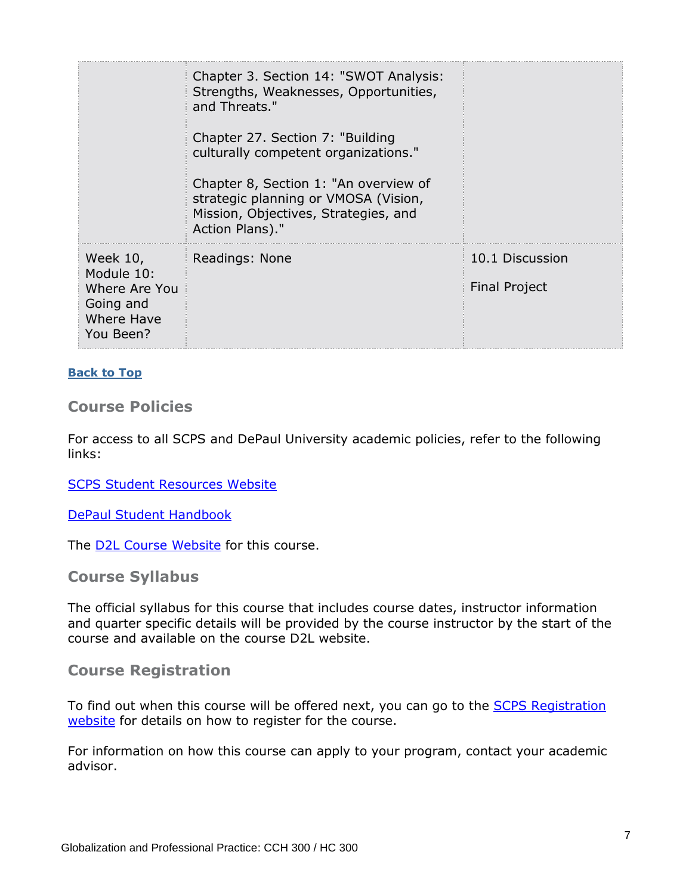| | | |
|---|---|---|
| | Chapter 3. Section 14: "SWOT Analysis: Strengths, Weaknesses, Opportunities, and Threats."<br><br>Chapter 27. Section 7: "Building culturally competent organizations."<br><br>Chapter 8, Section 1: "An overview of strategic planning or VMOSA (Vision, Mission, Objectives, Strategies, and Action Plans)." | |
| Week 10, Module 10: Where Are You Going and Where Have You Been? | Readings: None | 10.1 Discussion<br><br>Final Project |

**Back to Top**

## Course Policies

For access to all SCPS and DePaul University academic policies, refer to the following links:

SCPS Student Resources Website

DePaul Student Handbook

The D2L Course Website for this course.

## Course Syllabus

The official syllabus for this course that includes course dates, instructor information and quarter specific details will be provided by the course instructor by the start of the course and available on the course D2L website.

## Course Registration

To find out when this course will be offered next, you can go to the SCPS Registration website for details on how to register for the course.

For information on how this course can apply to your program, contact your academic advisor.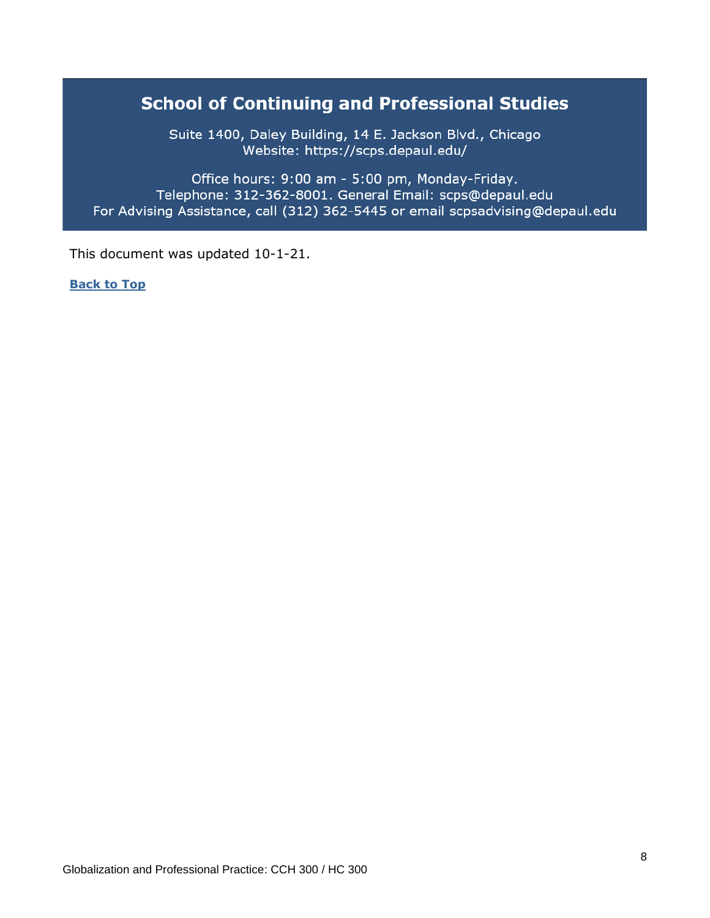## School of Continuing and Professional Studies

Suite 1400, Daley Building, 14 E. Jackson Blvd., Chicago
Website: https://scps.depaul.edu/

Office hours: 9:00 am - 5:00 pm, Monday-Friday.
Telephone: 312-362-8001. General Email: scps@depaul.edu
For Advising Assistance, call (312) 362-5445 or email scpsadvising@depaul.edu

This document was updated 10-1-21.

**Back to Top**